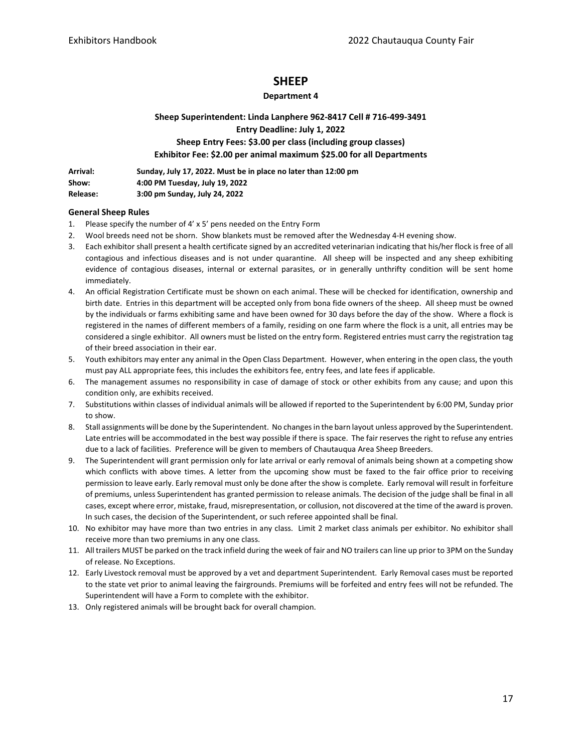# SHEEP

**Department 4**

**Sheep Superintendent: Linda Lanphere 962-8417 Cell # 716-499-3491**
**Entry Deadline: July 1, 2022**
**Sheep Entry Fees: $3.00 per class (including group classes)**
**Exhibitor Fee: $2.00 per animal maximum $25.00 for all Departments**

**Arrival:** **Sunday, July 17, 2022. Must be in place no later than 12:00 pm**
**Show:** **4:00 PM Tuesday, July 19, 2022**
**Release:** **3:00 pm Sunday, July 24, 2022**

### General Sheep Rules

1. Please specify the number of 4' x 5' pens needed on the Entry Form
2. Wool breeds need not be shorn. Show blankets must be removed after the Wednesday 4-H evening show.
3. Each exhibitor shall present a health certificate signed by an accredited veterinarian indicating that his/her flock is free of all contagious and infectious diseases and is not under quarantine. All sheep will be inspected and any sheep exhibiting evidence of contagious diseases, internal or external parasites, or in generally unthrifty condition will be sent home immediately.
4. An official Registration Certificate must be shown on each animal. These will be checked for identification, ownership and birth date. Entries in this department will be accepted only from bona fide owners of the sheep. All sheep must be owned by the individuals or farms exhibiting same and have been owned for 30 days before the day of the show. Where a flock is registered in the names of different members of a family, residing on one farm where the flock is a unit, all entries may be considered a single exhibitor. All owners must be listed on the entry form. Registered entries must carry the registration tag of their breed association in their ear.
5. Youth exhibitors may enter any animal in the Open Class Department. However, when entering in the open class, the youth must pay ALL appropriate fees, this includes the exhibitors fee, entry fees, and late fees if applicable.
6. The management assumes no responsibility in case of damage of stock or other exhibits from any cause; and upon this condition only, are exhibits received.
7. Substitutions within classes of individual animals will be allowed if reported to the Superintendent by 6:00 PM, Sunday prior to show.
8. Stall assignments will be done by the Superintendent. No changes in the barn layout unless approved by the Superintendent. Late entries will be accommodated in the best way possible if there is space. The fair reserves the right to refuse any entries due to a lack of facilities. Preference will be given to members of Chautauqua Area Sheep Breeders.
9. The Superintendent will grant permission only for late arrival or early removal of animals being shown at a competing show which conflicts with above times. A letter from the upcoming show must be faxed to the fair office prior to receiving permission to leave early. Early removal must only be done after the show is complete. Early removal will result in forfeiture of premiums, unless Superintendent has granted permission to release animals. The decision of the judge shall be final in all cases, except where error, mistake, fraud, misrepresentation, or collusion, not discovered at the time of the award is proven. In such cases, the decision of the Superintendent, or such referee appointed shall be final.
10. No exhibitor may have more than two entries in any class. Limit 2 market class animals per exhibitor. No exhibitor shall receive more than two premiums in any one class.
11. All trailers MUST be parked on the track infield during the week of fair and NO trailers can line up prior to 3PM on the Sunday of release. No Exceptions.
12. Early Livestock removal must be approved by a vet and department Superintendent. Early Removal cases must be reported to the state vet prior to animal leaving the fairgrounds. Premiums will be forfeited and entry fees will not be refunded. The Superintendent will have a Form to complete with the exhibitor.
13. Only registered animals will be brought back for overall champion.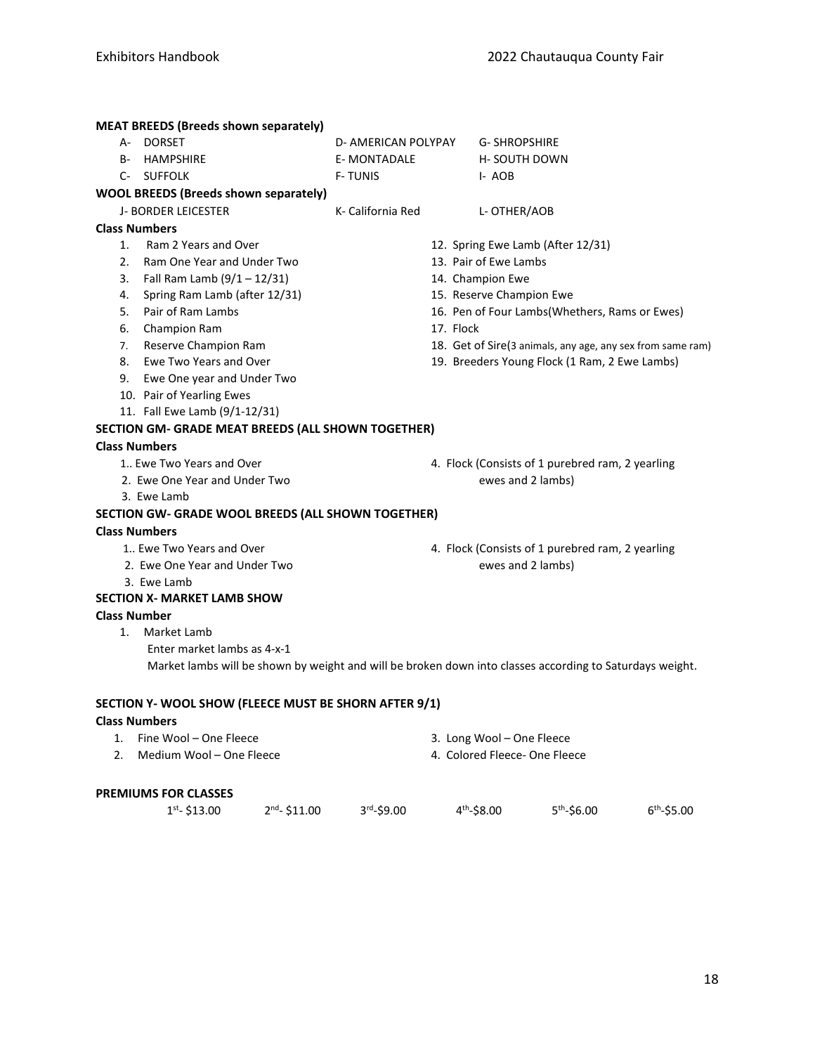**MEAT BREEDS (Breeds shown separately)**

- A- DORSET
- B- HAMPSHIRE
- C- SUFFOLK
- D- AMERICAN POLYPAY
- E- MONTADALE
- F- TUNIS
- G- SHROPSHIRE
- H- SOUTH DOWN
- I- AOB

**WOOL BREEDS (Breeds shown separately)**

- J- BORDER LEICESTER
- K- California Red
- L- OTHER/AOB

**Class Numbers**

1. Ram 2 Years and Over
2. Ram One Year and Under Two
3. Fall Ram Lamb (9/1 – 12/31)
4. Spring Ram Lamb (after 12/31)
5. Pair of Ram Lambs
6. Champion Ram
7. Reserve Champion Ram
8. Ewe Two Years and Over
9. Ewe One year and Under Two
10. Pair of Yearling Ewes
11. Fall Ewe Lamb (9/1-12/31)
12. Spring Ewe Lamb (After 12/31)
13. Pair of Ewe Lambs
14. Champion Ewe
15. Reserve Champion Ewe
16. Pen of Four Lambs(Whethers, Rams or Ewes)
17. Flock
18. Get of Sire(3 animals, any age, any sex from same ram)
19. Breeders Young Flock (1 Ram, 2 Ewe Lambs)

**SECTION GM- GRADE MEAT BREEDS (ALL SHOWN TOGETHER)**

**Class Numbers**

1. Ewe Two Years and Over
2. Ewe One Year and Under Two
3. Ewe Lamb
4. Flock (Consists of 1 purebred ram, 2 yearling ewes and 2 lambs)

**SECTION GW- GRADE WOOL BREEDS (ALL SHOWN TOGETHER)**

**Class Numbers**

1. Ewe Two Years and Over
2. Ewe One Year and Under Two
3. Ewe Lamb
4. Flock (Consists of 1 purebred ram, 2 yearling ewes and 2 lambs)

**SECTION X- MARKET LAMB SHOW**

**Class Number**

1. Market Lamb

   Enter market lambs as 4-x-1

   Market lambs will be shown by weight and will be broken down into classes according to Saturdays weight.

**SECTION Y- WOOL SHOW (FLEECE MUST BE SHORN AFTER 9/1)**

**Class Numbers**

1. Fine Wool – One Fleece
2. Medium Wool – One Fleece
3. Long Wool – One Fleece
4. Colored Fleece- One Fleece

**PREMIUMS FOR CLASSES**

| 1st | 2nd | 3rd | 4th | 5th | 6th |
|---|---|---|---|---|---|
| $13.00 | $11.00 | $9.00 | $8.00 | $6.00 | $5.00 |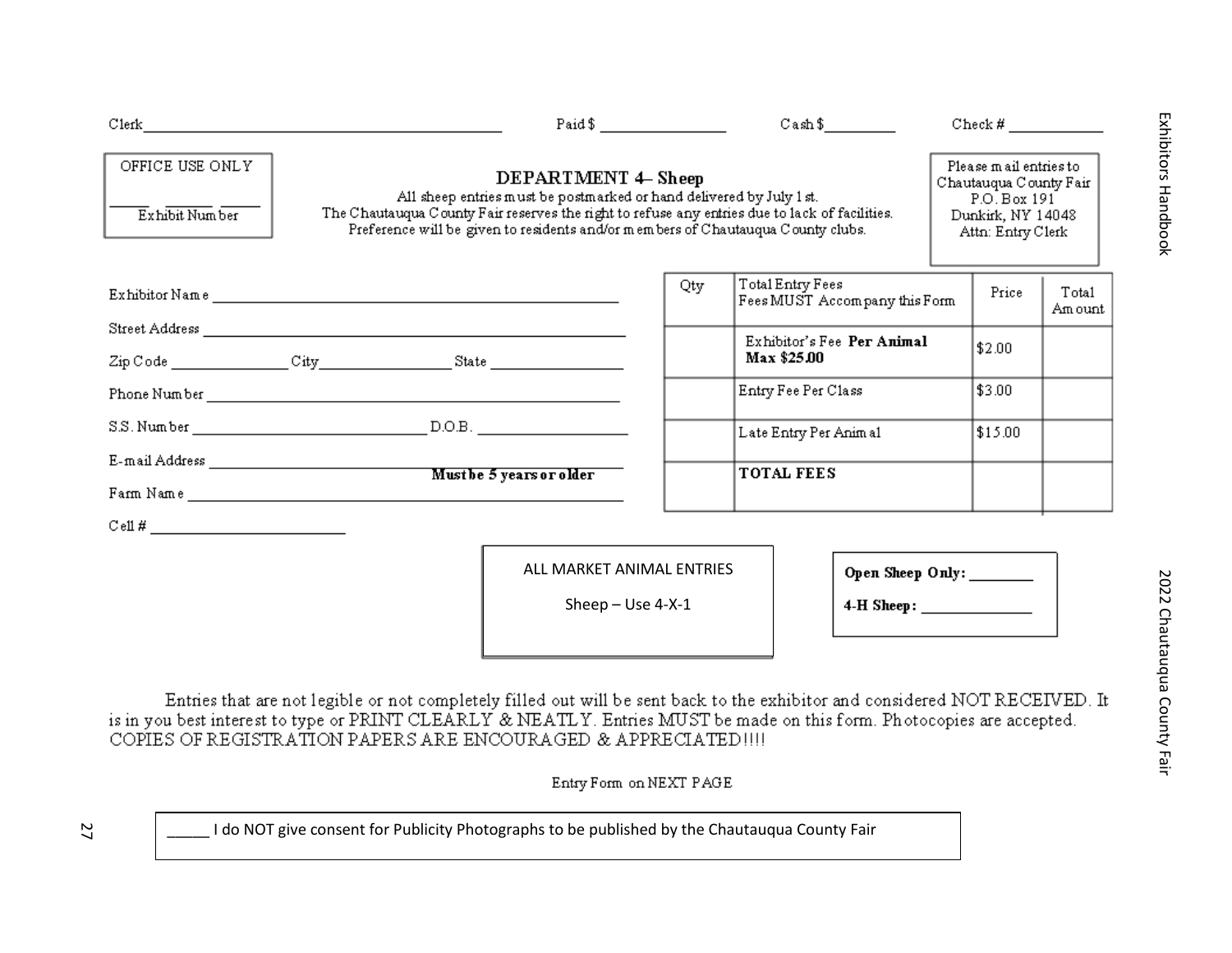Clerk\_\_\_\_\_\_\_\_\_\_\_\_\_\_\_\_\_\_\_\_\_\_\_\_\_\_\_\_\_\_\_\_\_\_\_\_\_\_\_\_ Paid $ \_\_\_\_\_\_\_\_\_\_\_\_\_\_ Cash $\_\_\_\_\_\_\_\_ Check # \_\_\_\_\_\_\_\_\_\_\_

OFFICE USE ONLY

\_\_\_\_\_ \_\_\_\_\_ \_\_\_\_\_
Exhibit Number

## DEPARTMENT 4– Sheep

All sheep entries must be postmarked or hand delivered by July 1st.
The Chautauqua County Fair reserves the right to refuse any entries due to lack of facilities.
Preference will be given to residents and/or members of Chautauqua County clubs.

Please mail entries to
Chautauqua County Fair
P.O. Box 191
Dunkirk, NY 14048
Attn: Entry Clerk

Exhibitor Name \_\_\_\_\_\_\_\_\_\_\_\_\_\_\_\_\_\_\_\_\_\_\_\_\_\_\_\_\_\_\_\_\_\_\_\_\_\_\_\_\_\_\_\_

Street Address \_\_\_\_\_\_\_\_\_\_\_\_\_\_\_\_\_\_\_\_\_\_\_\_\_\_\_\_\_\_\_\_\_\_\_\_\_\_\_\_\_\_\_\_

Zip Code \_\_\_\_\_\_\_\_\_\_\_\_\_ City\_\_\_\_\_\_\_\_\_\_\_\_\_\_\_\_ State \_\_\_\_\_\_\_\_\_\_\_\_\_\_\_

Phone Number \_\_\_\_\_\_\_\_\_\_\_\_\_\_\_\_\_\_\_\_\_\_\_\_\_\_\_\_\_\_\_\_\_\_\_\_\_\_\_\_\_\_\_\_

S.S. Number \_\_\_\_\_\_\_\_\_\_\_\_\_\_\_\_\_\_\_\_\_\_\_\_\_\_\_ D.O.B. \_\_\_\_\_\_\_\_\_\_\_\_\_\_\_\_\_\_
**Must be 5 years or older**

E-mail Address \_\_\_\_\_\_\_\_\_\_\_\_\_\_\_\_\_\_\_\_\_\_\_\_\_\_\_\_\_\_\_\_\_\_\_\_\_\_\_\_\_\_\_\_

Farm Name \_\_\_\_\_\_\_\_\_\_\_\_\_\_\_\_\_\_\_\_\_\_\_\_\_\_\_\_\_\_\_\_\_\_\_\_\_\_\_\_\_\_\_\_

Cell # \_\_\_\_\_\_\_\_\_\_\_\_\_\_\_\_\_\_\_\_\_\_\_

| Qty | Total Entry Fees<br>Fees MUST Accompany this Form | Price | Total Amount |
|---|---|---|---|
| | Exhibitor's Fee **Per Animal Max $25.00** | $2.00 | |
| | Entry Fee Per Class | $3.00 | |
| | Late Entry Per Animal | $15.00 | |
| | **TOTAL FEES** | | |

ALL MARKET ANIMAL ENTRIES

Sheep – Use 4-X-1

**Open Sheep Only:** \_\_\_\_\_\_\_

**4-H Sheep:** \_\_\_\_\_\_\_\_\_\_\_\_

Entries that are not legible or not completely filled out will be sent back to the exhibitor and considered NOT RECEIVED. It is in you best interest to type or PRINT CLEARLY & NEATLY. Entries MUST be made on this form. Photocopies are accepted. COPIES OF REGISTRATION PAPERS ARE ENCOURAGED & APPRECIATED!!!!

Entry Form on NEXT PAGE

\_\_\_\_\_ I do NOT give consent for Publicity Photographs to be published by the Chautauqua County Fair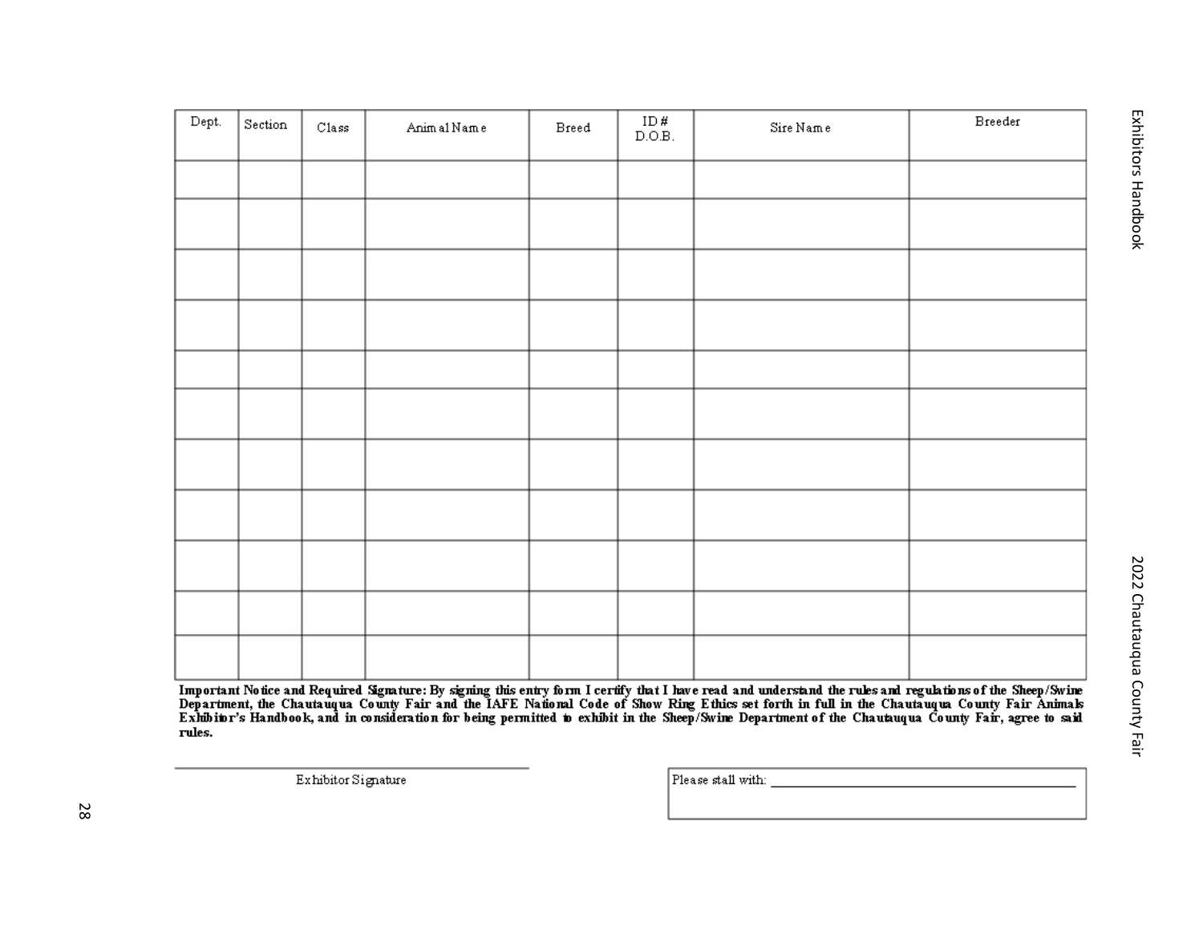| Dept. | Section | Class | Animal Name | Breed | ID # D.O.B. | Sire Name | Breeder |
|---|---|---|---|---|---|---|---|
| | | | | | | | |
| | | | | | | | |
| | | | | | | | |
| | | | | | | | |
| | | | | | | | |
| | | | | | | | |
| | | | | | | | |
| | | | | | | | |
| | | | | | | | |
| | | | | | | | |
| | | | | | | | |

**Important Notice and Required Signature: By signing this entry form I certify that I have read and understand the rules and regulations of the Sheep/Swine Department, the Chautauqua County Fair and the IAFE National Code of Show Ring Ethics set forth in full in the Chautauqua County Fair Animals Exhibitor's Handbook, and in consideration for being permitted to exhibit in the Sheep/Swine Department of the Chautauqua County Fair, agree to said rules.**

______________________________
Exhibitor Signature

Please stall with: ______________________________